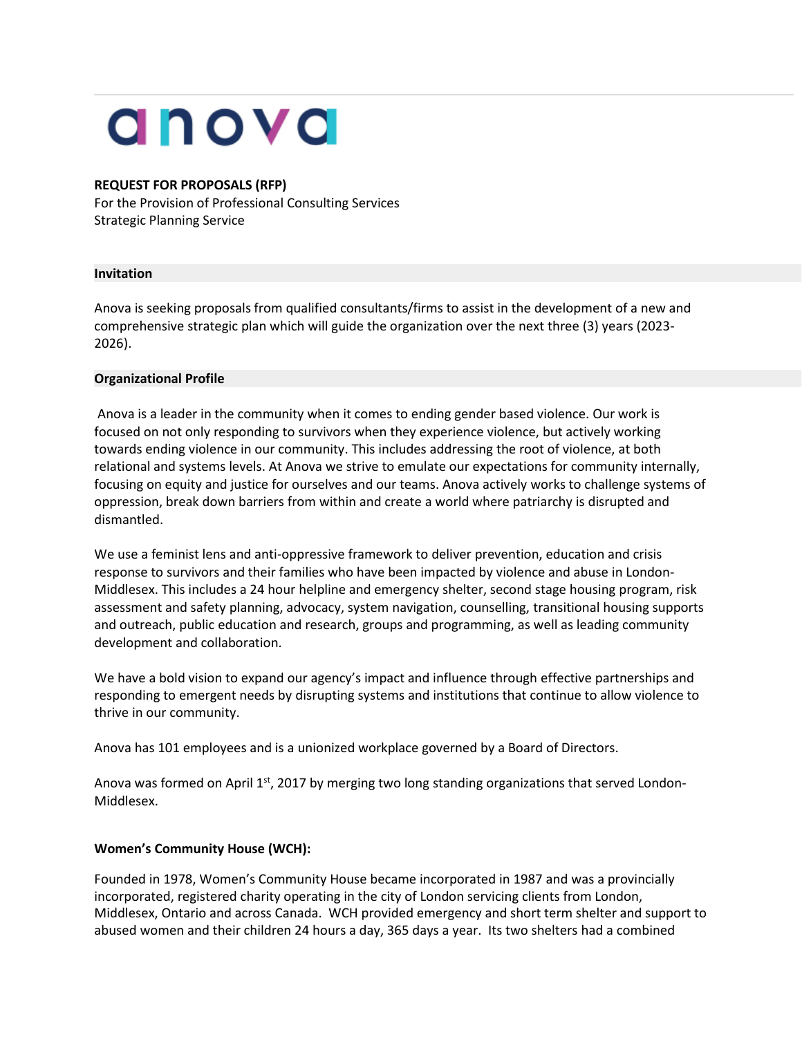anova

**REQUEST FOR PROPOSALS (RFP)**
For the Provision of Professional Consulting Services
Strategic Planning Service

**Invitation**

Anova is seeking proposals from qualified consultants/firms to assist in the development of a new and comprehensive strategic plan which will guide the organization over the next three (3) years (2023-2026).

**Organizational Profile**

Anova is a leader in the community when it comes to ending gender based violence. Our work is focused on not only responding to survivors when they experience violence, but actively working towards ending violence in our community. This includes addressing the root of violence, at both relational and systems levels. At Anova we strive to emulate our expectations for community internally, focusing on equity and justice for ourselves and our teams. Anova actively works to challenge systems of oppression, break down barriers from within and create a world where patriarchy is disrupted and dismantled.

We use a feminist lens and anti-oppressive framework to deliver prevention, education and crisis response to survivors and their families who have been impacted by violence and abuse in London-Middlesex. This includes a 24 hour helpline and emergency shelter, second stage housing program, risk assessment and safety planning, advocacy, system navigation, counselling, transitional housing supports and outreach, public education and research, groups and programming, as well as leading community development and collaboration.

We have a bold vision to expand our agency's impact and influence through effective partnerships and responding to emergent needs by disrupting systems and institutions that continue to allow violence to thrive in our community.

Anova has 101 employees and is a unionized workplace governed by a Board of Directors.

Anova was formed on April 1st, 2017 by merging two long standing organizations that served London-Middlesex.

**Women's Community House (WCH):**

Founded in 1978, Women's Community House became incorporated in 1987 and was a provincially incorporated, registered charity operating in the city of London servicing clients from London, Middlesex, Ontario and across Canada. WCH provided emergency and short term shelter and support to abused women and their children 24 hours a day, 365 days a year. Its two shelters had a combined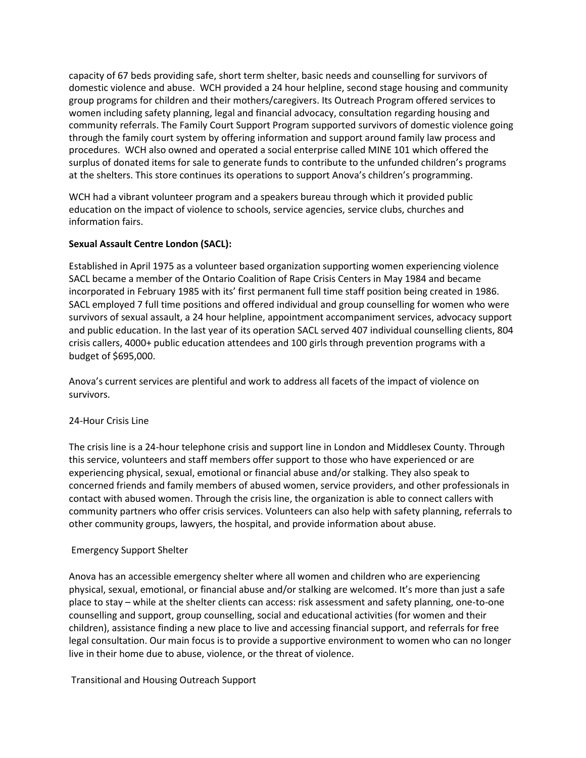capacity of 67 beds providing safe, short term shelter, basic needs and counselling for survivors of domestic violence and abuse. WCH provided a 24 hour helpline, second stage housing and community group programs for children and their mothers/caregivers. Its Outreach Program offered services to women including safety planning, legal and financial advocacy, consultation regarding housing and community referrals. The Family Court Support Program supported survivors of domestic violence going through the family court system by offering information and support around family law process and procedures. WCH also owned and operated a social enterprise called MINE 101 which offered the surplus of donated items for sale to generate funds to contribute to the unfunded children's programs at the shelters. This store continues its operations to support Anova's children's programming.

WCH had a vibrant volunteer program and a speakers bureau through which it provided public education on the impact of violence to schools, service agencies, service clubs, churches and information fairs.

**Sexual Assault Centre London (SACL):**

Established in April 1975 as a volunteer based organization supporting women experiencing violence SACL became a member of the Ontario Coalition of Rape Crisis Centers in May 1984 and became incorporated in February 1985 with its' first permanent full time staff position being created in 1986. SACL employed 7 full time positions and offered individual and group counselling for women who were survivors of sexual assault, a 24 hour helpline, appointment accompaniment services, advocacy support and public education. In the last year of its operation SACL served 407 individual counselling clients, 804 crisis callers, 4000+ public education attendees and 100 girls through prevention programs with a budget of $695,000.

Anova's current services are plentiful and work to address all facets of the impact of violence on survivors.

24-Hour Crisis Line

The crisis line is a 24-hour telephone crisis and support line in London and Middlesex County. Through this service, volunteers and staff members offer support to those who have experienced or are experiencing physical, sexual, emotional or financial abuse and/or stalking. They also speak to concerned friends and family members of abused women, service providers, and other professionals in contact with abused women. Through the crisis line, the organization is able to connect callers with community partners who offer crisis services. Volunteers can also help with safety planning, referrals to other community groups, lawyers, the hospital, and provide information about abuse.

Emergency Support Shelter

Anova has an accessible emergency shelter where all women and children who are experiencing physical, sexual, emotional, or financial abuse and/or stalking are welcomed. It's more than just a safe place to stay – while at the shelter clients can access: risk assessment and safety planning, one-to-one counselling and support, group counselling, social and educational activities (for women and their children), assistance finding a new place to live and accessing financial support, and referrals for free legal consultation. Our main focus is to provide a supportive environment to women who can no longer live in their home due to abuse, violence, or the threat of violence.

Transitional and Housing Outreach Support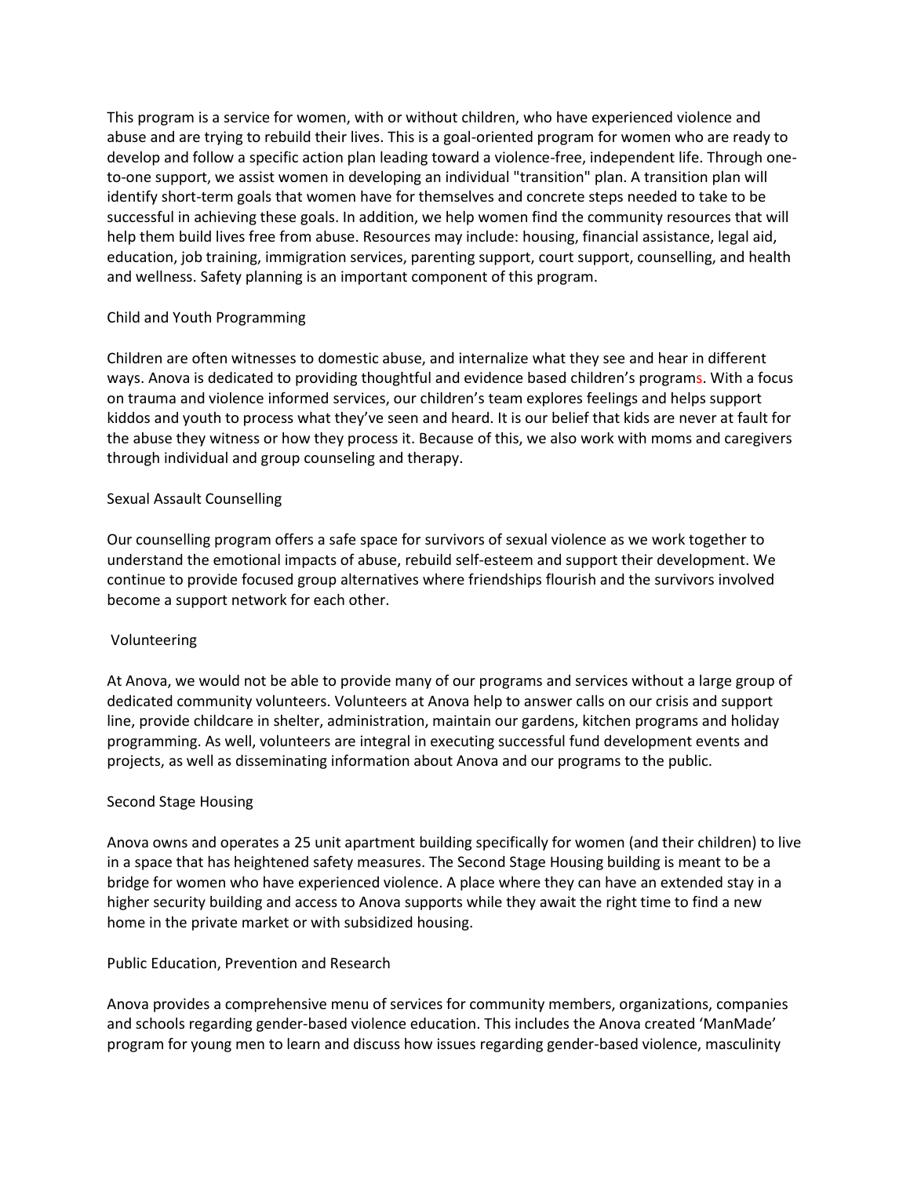This program is a service for women, with or without children, who have experienced violence and abuse and are trying to rebuild their lives. This is a goal-oriented program for women who are ready to develop and follow a specific action plan leading toward a violence-free, independent life. Through one-to-one support, we assist women in developing an individual "transition" plan. A transition plan will identify short-term goals that women have for themselves and concrete steps needed to take to be successful in achieving these goals. In addition, we help women find the community resources that will help them build lives free from abuse. Resources may include: housing, financial assistance, legal aid, education, job training, immigration services, parenting support, court support, counselling, and health and wellness. Safety planning is an important component of this program.

## Child and Youth Programming

Children are often witnesses to domestic abuse, and internalize what they see and hear in different ways. Anova is dedicated to providing thoughtful and evidence based children's programs. With a focus on trauma and violence informed services, our children's team explores feelings and helps support kiddos and youth to process what they've seen and heard. It is our belief that kids are never at fault for the abuse they witness or how they process it. Because of this, we also work with moms and caregivers through individual and group counseling and therapy.

## Sexual Assault Counselling

Our counselling program offers a safe space for survivors of sexual violence as we work together to understand the emotional impacts of abuse, rebuild self-esteem and support their development. We continue to provide focused group alternatives where friendships flourish and the survivors involved become a support network for each other.

## Volunteering

At Anova, we would not be able to provide many of our programs and services without a large group of dedicated community volunteers. Volunteers at Anova help to answer calls on our crisis and support line, provide childcare in shelter, administration, maintain our gardens, kitchen programs and holiday programming. As well, volunteers are integral in executing successful fund development events and projects, as well as disseminating information about Anova and our programs to the public.

## Second Stage Housing

Anova owns and operates a 25 unit apartment building specifically for women (and their children) to live in a space that has heightened safety measures. The Second Stage Housing building is meant to be a bridge for women who have experienced violence. A place where they can have an extended stay in a higher security building and access to Anova supports while they await the right time to find a new home in the private market or with subsidized housing.

## Public Education, Prevention and Research

Anova provides a comprehensive menu of services for community members, organizations, companies and schools regarding gender-based violence education. This includes the Anova created 'ManMade' program for young men to learn and discuss how issues regarding gender-based violence, masculinity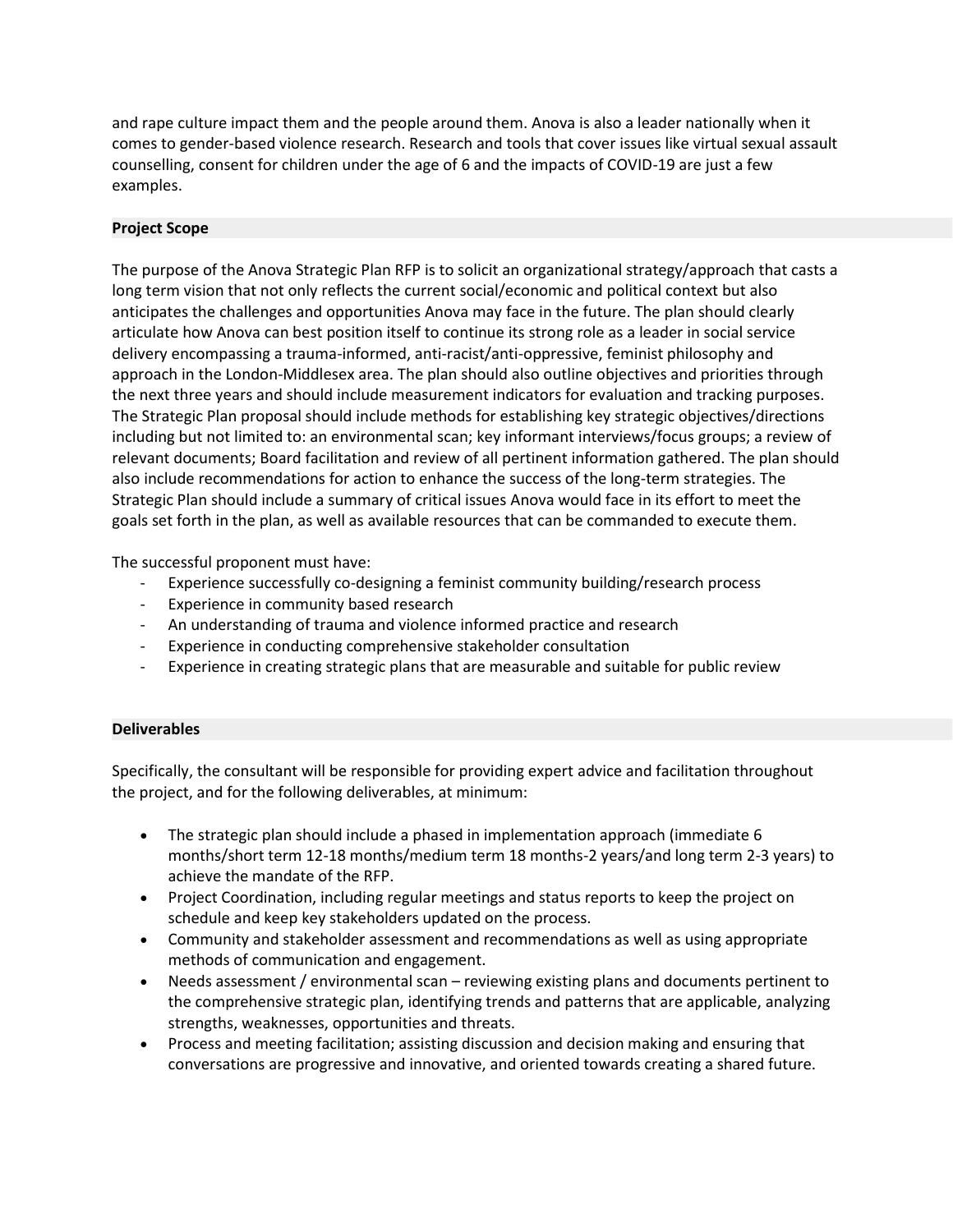and rape culture impact them and the people around them. Anova is also a leader nationally when it comes to gender-based violence research. Research and tools that cover issues like virtual sexual assault counselling, consent for children under the age of 6 and the impacts of COVID-19 are just a few examples.

**Project Scope**

The purpose of the Anova Strategic Plan RFP is to solicit an organizational strategy/approach that casts a long term vision that not only reflects the current social/economic and political context but also anticipates the challenges and opportunities Anova may face in the future. The plan should clearly articulate how Anova can best position itself to continue its strong role as a leader in social service delivery encompassing a trauma-informed, anti-racist/anti-oppressive, feminist philosophy and approach in the London-Middlesex area. The plan should also outline objectives and priorities through the next three years and should include measurement indicators for evaluation and tracking purposes. The Strategic Plan proposal should include methods for establishing key strategic objectives/directions including but not limited to: an environmental scan; key informant interviews/focus groups; a review of relevant documents; Board facilitation and review of all pertinent information gathered. The plan should also include recommendations for action to enhance the success of the long-term strategies. The Strategic Plan should include a summary of critical issues Anova would face in its effort to meet the goals set forth in the plan, as well as available resources that can be commanded to execute them.

The successful proponent must have:

- Experience successfully co-designing a feminist community building/research process
- Experience in community based research
- An understanding of trauma and violence informed practice and research
- Experience in conducting comprehensive stakeholder consultation
- Experience in creating strategic plans that are measurable and suitable for public review

**Deliverables**

Specifically, the consultant will be responsible for providing expert advice and facilitation throughout the project, and for the following deliverables, at minimum:

- The strategic plan should include a phased in implementation approach (immediate 6 months/short term 12-18 months/medium term 18 months-2 years/and long term 2-3 years) to achieve the mandate of the RFP.
- Project Coordination, including regular meetings and status reports to keep the project on schedule and keep key stakeholders updated on the process.
- Community and stakeholder assessment and recommendations as well as using appropriate methods of communication and engagement.
- Needs assessment / environmental scan – reviewing existing plans and documents pertinent to the comprehensive strategic plan, identifying trends and patterns that are applicable, analyzing strengths, weaknesses, opportunities and threats.
- Process and meeting facilitation; assisting discussion and decision making and ensuring that conversations are progressive and innovative, and oriented towards creating a shared future.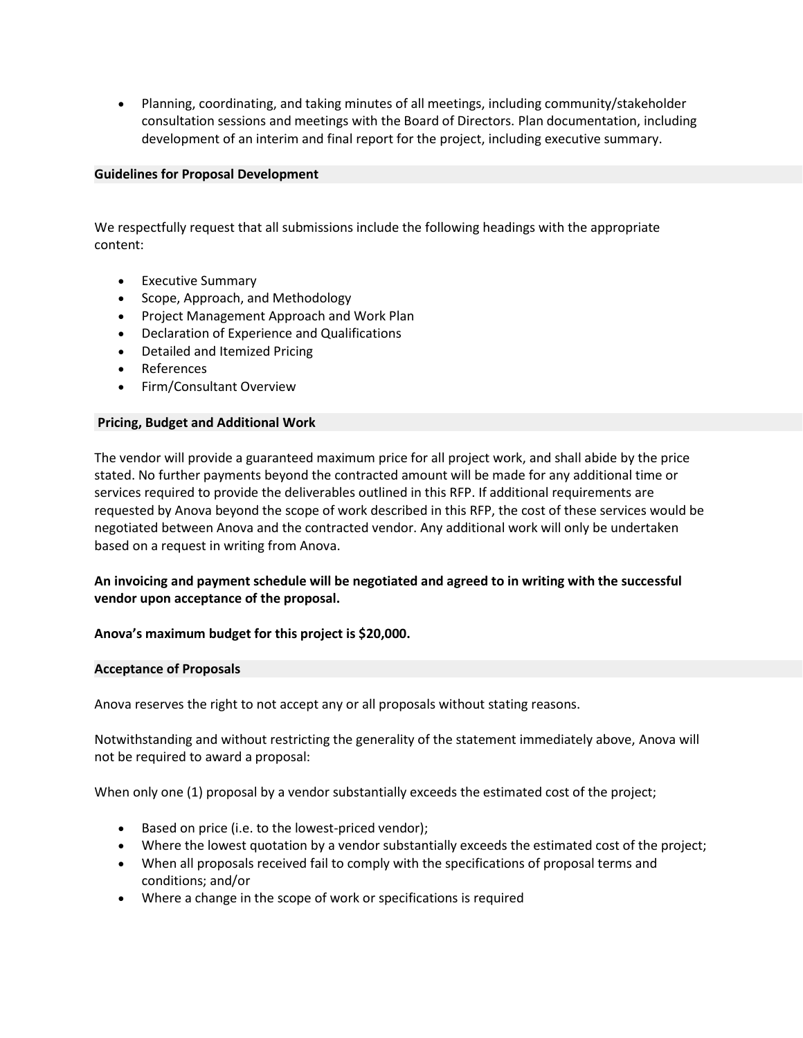- Planning, coordinating, and taking minutes of all meetings, including community/stakeholder consultation sessions and meetings with the Board of Directors. Plan documentation, including development of an interim and final report for the project, including executive summary.

## Guidelines for Proposal Development

We respectfully request that all submissions include the following headings with the appropriate content:

- Executive Summary
- Scope, Approach, and Methodology
- Project Management Approach and Work Plan
- Declaration of Experience and Qualifications
- Detailed and Itemized Pricing
- References
- Firm/Consultant Overview

## Pricing, Budget and Additional Work

The vendor will provide a guaranteed maximum price for all project work, and shall abide by the price stated. No further payments beyond the contracted amount will be made for any additional time or services required to provide the deliverables outlined in this RFP. If additional requirements are requested by Anova beyond the scope of work described in this RFP, the cost of these services would be negotiated between Anova and the contracted vendor. Any additional work will only be undertaken based on a request in writing from Anova.

**An invoicing and payment schedule will be negotiated and agreed to in writing with the successful vendor upon acceptance of the proposal.**

**Anova's maximum budget for this project is $20,000.**

## Acceptance of Proposals

Anova reserves the right to not accept any or all proposals without stating reasons.

Notwithstanding and without restricting the generality of the statement immediately above, Anova will not be required to award a proposal:

When only one (1) proposal by a vendor substantially exceeds the estimated cost of the project;

- Based on price (i.e. to the lowest-priced vendor);
- Where the lowest quotation by a vendor substantially exceeds the estimated cost of the project;
- When all proposals received fail to comply with the specifications of proposal terms and conditions; and/or
- Where a change in the scope of work or specifications is required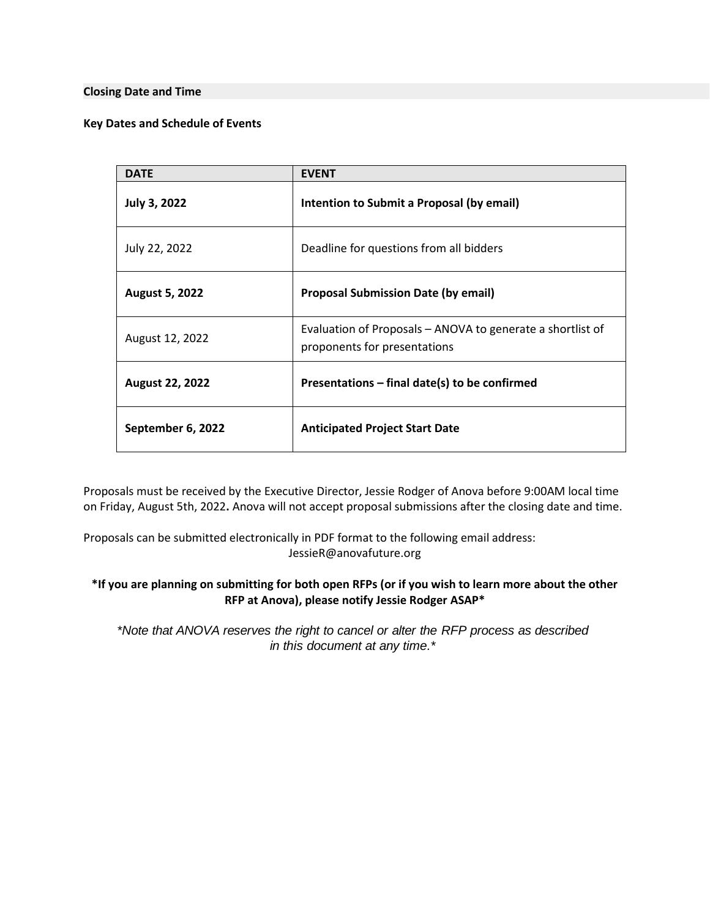**Closing Date and Time**

**Key Dates and Schedule of Events**

| DATE | EVENT |
|---|---|
| **July 3, 2022** | **Intention to Submit a Proposal (by email)** |
| July 22, 2022 | Deadline for questions from all bidders |
| **August 5, 2022** | **Proposal Submission Date (by email)** |
| August 12, 2022 | Evaluation of Proposals – ANOVA to generate a shortlist of proponents for presentations |
| **August 22, 2022** | **Presentations – final date(s) to be confirmed** |
| **September 6, 2022** | **Anticipated Project Start Date** |

Proposals must be received by the Executive Director, Jessie Rodger of Anova before 9:00AM local time on Friday, August 5th, 2022**.** Anova will not accept proposal submissions after the closing date and time.

Proposals can be submitted electronically in PDF format to the following email address:
JessieR@anovafuture.org

**\*If you are planning on submitting for both open RFPs (or if you wish to learn more about the other RFP at Anova), please notify Jessie Rodger ASAP\***

*\*Note that ANOVA reserves the right to cancel or alter the RFP process as described in this document at any time.\**